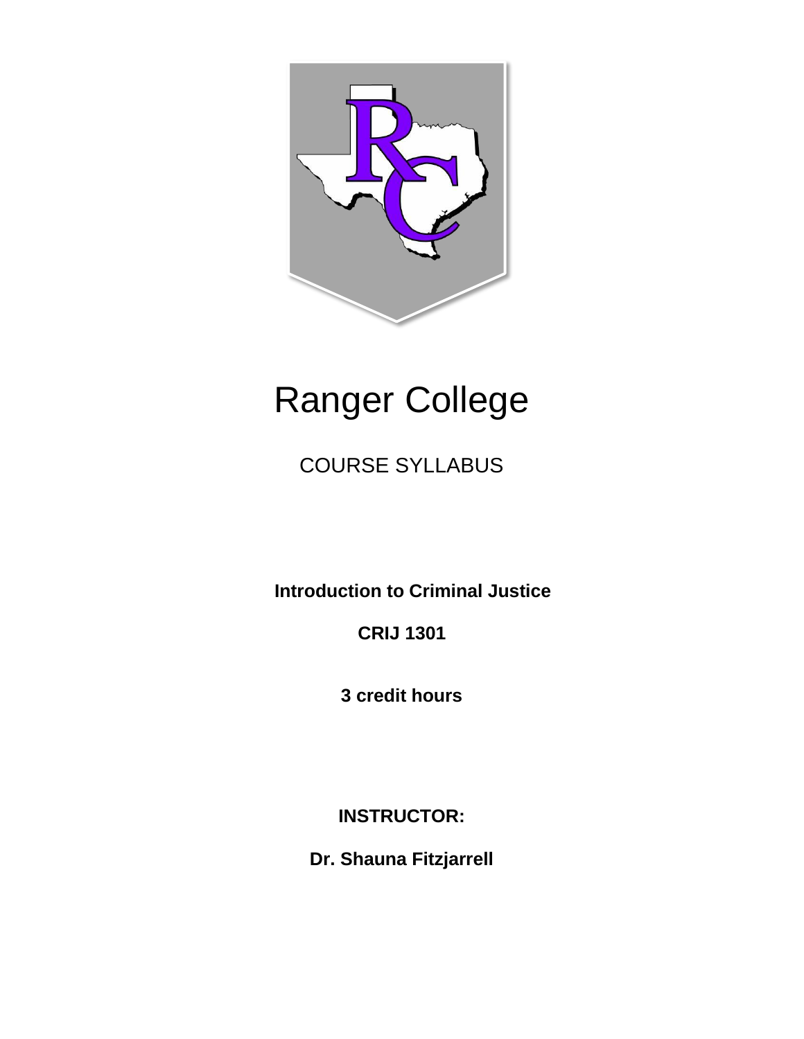# Ranger College

COURSE SYLLABUS

**Introduction to Criminal Justice**

**CRIJ 1301**

**3 credit hours**

**INSTRUCTOR:**

**Dr. Shauna Fitzjarrell**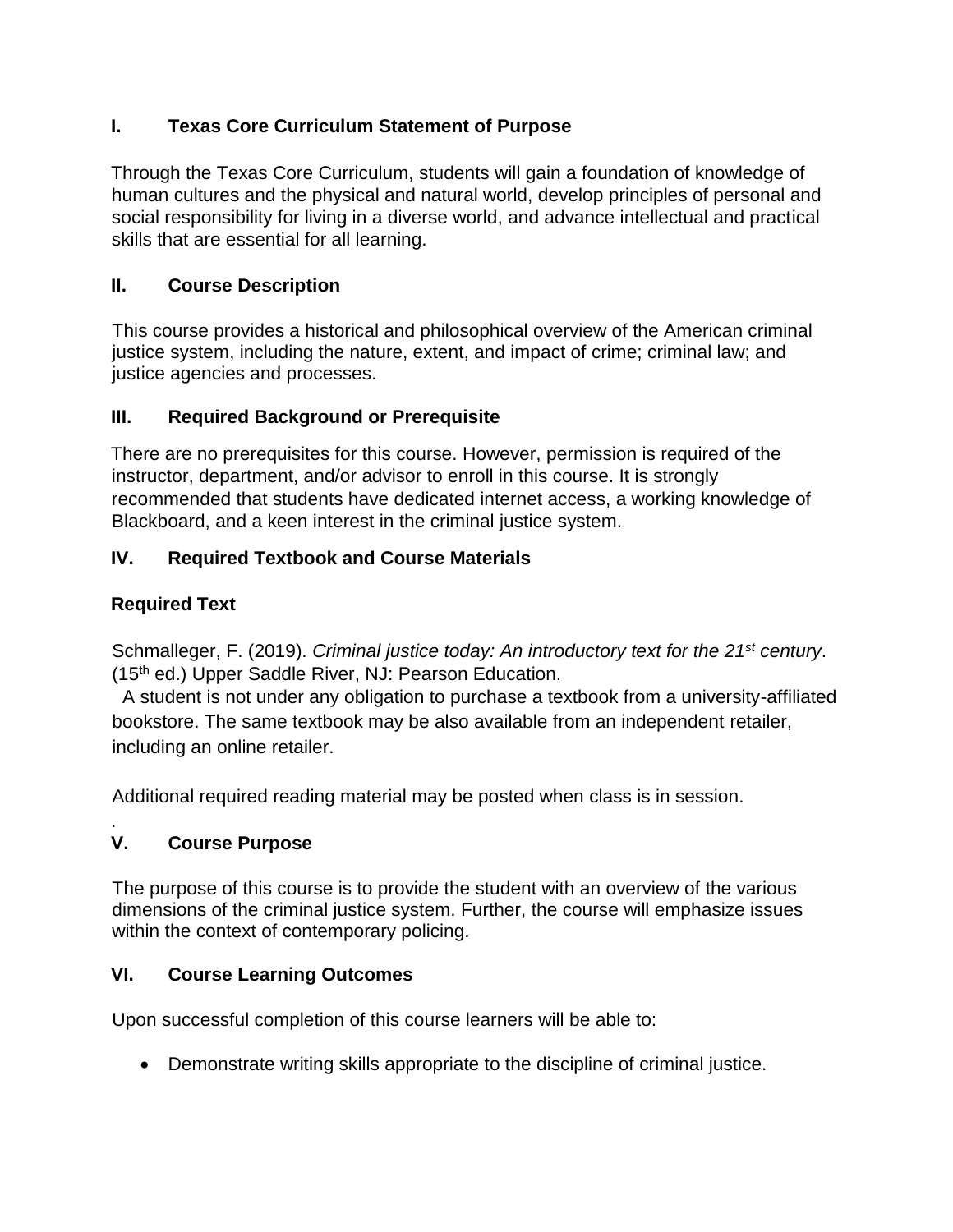## I. Texas Core Curriculum Statement of Purpose

Through the Texas Core Curriculum, students will gain a foundation of knowledge of human cultures and the physical and natural world, develop principles of personal and social responsibility for living in a diverse world, and advance intellectual and practical skills that are essential for all learning.

## II. Course Description

This course provides a historical and philosophical overview of the American criminal justice system, including the nature, extent, and impact of crime; criminal law; and justice agencies and processes.

## III. Required Background or Prerequisite

There are no prerequisites for this course. However, permission is required of the instructor, department, and/or advisor to enroll in this course. It is strongly recommended that students have dedicated internet access, a working knowledge of Blackboard, and a keen interest in the criminal justice system.

## IV. Required Textbook and Course Materials

### Required Text

Schmalleger, F. (2019). *Criminal justice today: An introductory text for the 21st century*. (15th ed.) Upper Saddle River, NJ: Pearson Education.

A student is not under any obligation to purchase a textbook from a university-affiliated bookstore. The same textbook may be also available from an independent retailer, including an online retailer.

Additional required reading material may be posted when class is in session.

.

## V. Course Purpose

The purpose of this course is to provide the student with an overview of the various dimensions of the criminal justice system. Further, the course will emphasize issues within the context of contemporary policing.

## VI. Course Learning Outcomes

Upon successful completion of this course learners will be able to:

- Demonstrate writing skills appropriate to the discipline of criminal justice.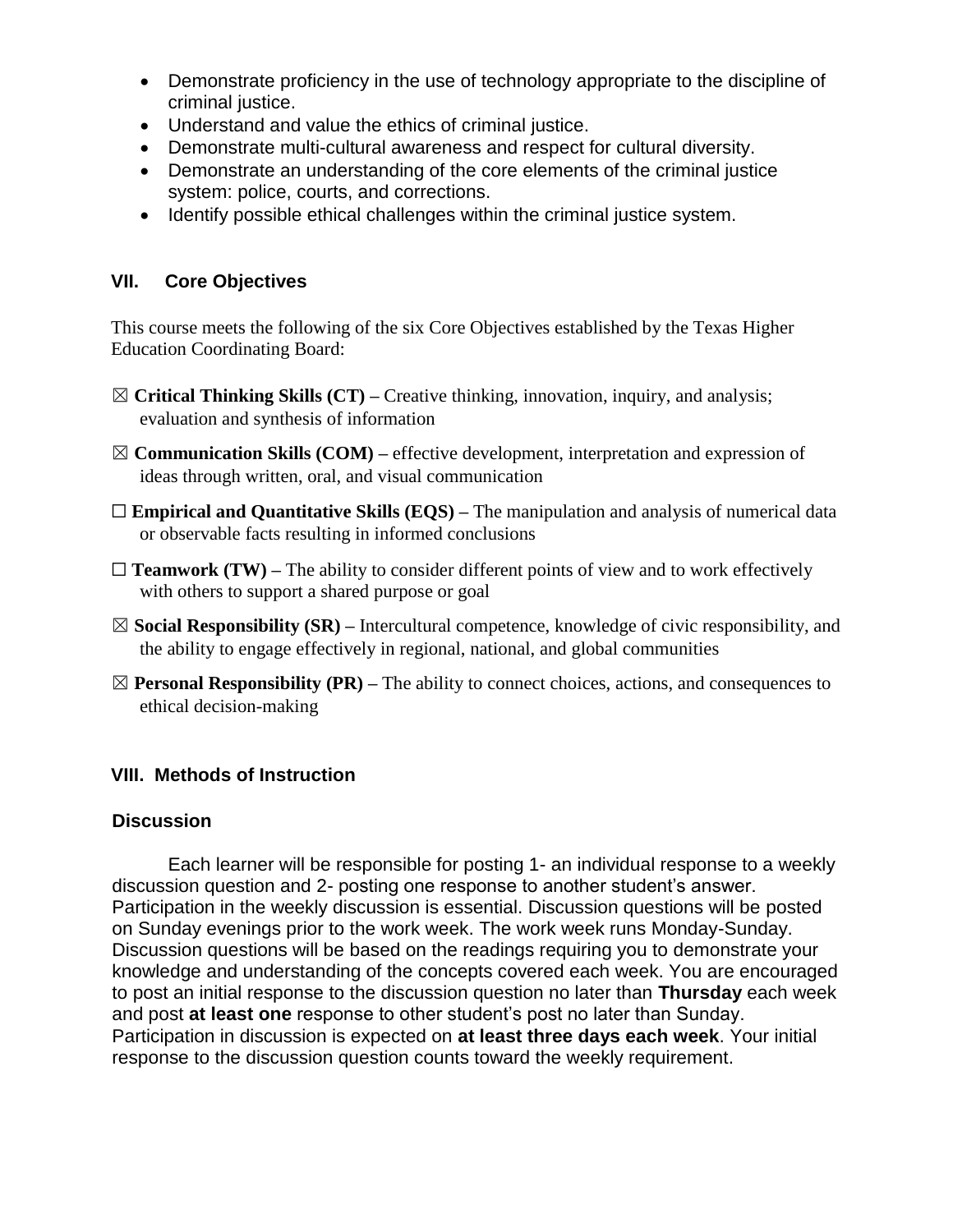- Demonstrate proficiency in the use of technology appropriate to the discipline of criminal justice.
- Understand and value the ethics of criminal justice.
- Demonstrate multi-cultural awareness and respect for cultural diversity.
- Demonstrate an understanding of the core elements of the criminal justice system: police, courts, and corrections.
- Identify possible ethical challenges within the criminal justice system.

## VII. Core Objectives

This course meets the following of the six Core Objectives established by the Texas Higher Education Coordinating Board:

☒ **Critical Thinking Skills (CT) –** Creative thinking, innovation, inquiry, and analysis; evaluation and synthesis of information

☒ **Communication Skills (COM) –** effective development, interpretation and expression of ideas through written, oral, and visual communication

☐ **Empirical and Quantitative Skills (EQS) –** The manipulation and analysis of numerical data or observable facts resulting in informed conclusions

☐ **Teamwork (TW) –** The ability to consider different points of view and to work effectively with others to support a shared purpose or goal

☒ **Social Responsibility (SR) –** Intercultural competence, knowledge of civic responsibility, and the ability to engage effectively in regional, national, and global communities

☒ **Personal Responsibility (PR) –** The ability to connect choices, actions, and consequences to ethical decision-making

## VIII. Methods of Instruction

### Discussion

Each learner will be responsible for posting 1- an individual response to a weekly discussion question and 2- posting one response to another student's answer. Participation in the weekly discussion is essential. Discussion questions will be posted on Sunday evenings prior to the work week. The work week runs Monday-Sunday. Discussion questions will be based on the readings requiring you to demonstrate your knowledge and understanding of the concepts covered each week. You are encouraged to post an initial response to the discussion question no later than **Thursday** each week and post **at least one** response to other student's post no later than Sunday. Participation in discussion is expected on **at least three days each week**. Your initial response to the discussion question counts toward the weekly requirement.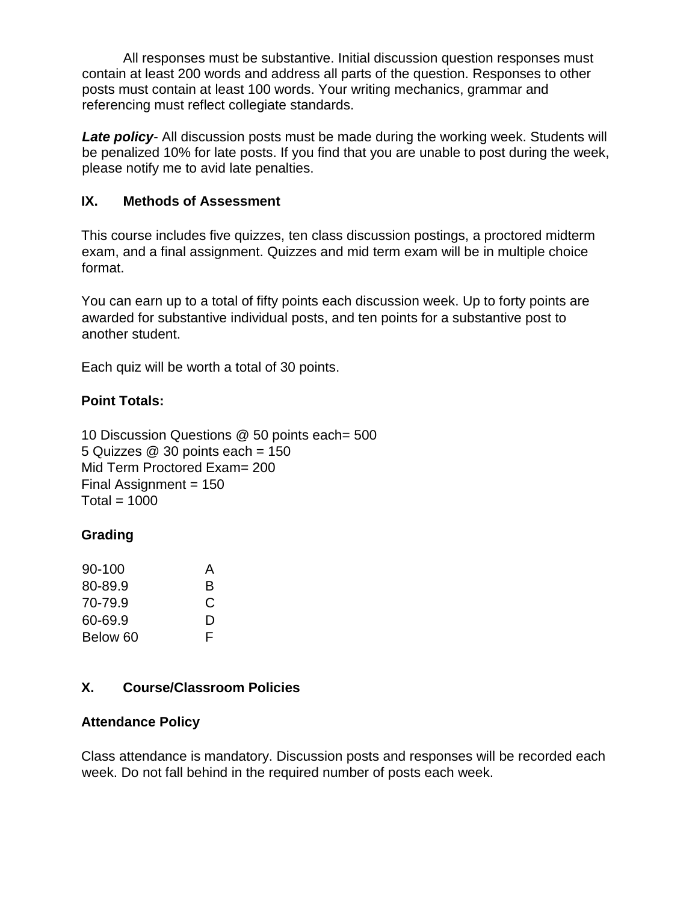All responses must be substantive. Initial discussion question responses must contain at least 200 words and address all parts of the question. Responses to other posts must contain at least 100 words. Your writing mechanics, grammar and referencing must reflect collegiate standards.

***Late policy***- All discussion posts must be made during the working week. Students will be penalized 10% for late posts. If you find that you are unable to post during the week, please notify me to avid late penalties.

## IX. Methods of Assessment

This course includes five quizzes, ten class discussion postings, a proctored midterm exam, and a final assignment. Quizzes and mid term exam will be in multiple choice format.

You can earn up to a total of fifty points each discussion week. Up to forty points are awarded for substantive individual posts, and ten points for a substantive post to another student.

Each quiz will be worth a total of 30 points.

**Point Totals:**

10 Discussion Questions @ 50 points each= 500
5 Quizzes @ 30 points each = 150
Mid Term Proctored Exam= 200
Final Assignment = 150
Total = 1000

**Grading**

| | |
|---|---|
| 90-100 | A |
| 80-89.9 | B |
| 70-79.9 | C |
| 60-69.9 | D |
| Below 60 | F |

## X. Course/Classroom Policies

**Attendance Policy**

Class attendance is mandatory. Discussion posts and responses will be recorded each week. Do not fall behind in the required number of posts each week.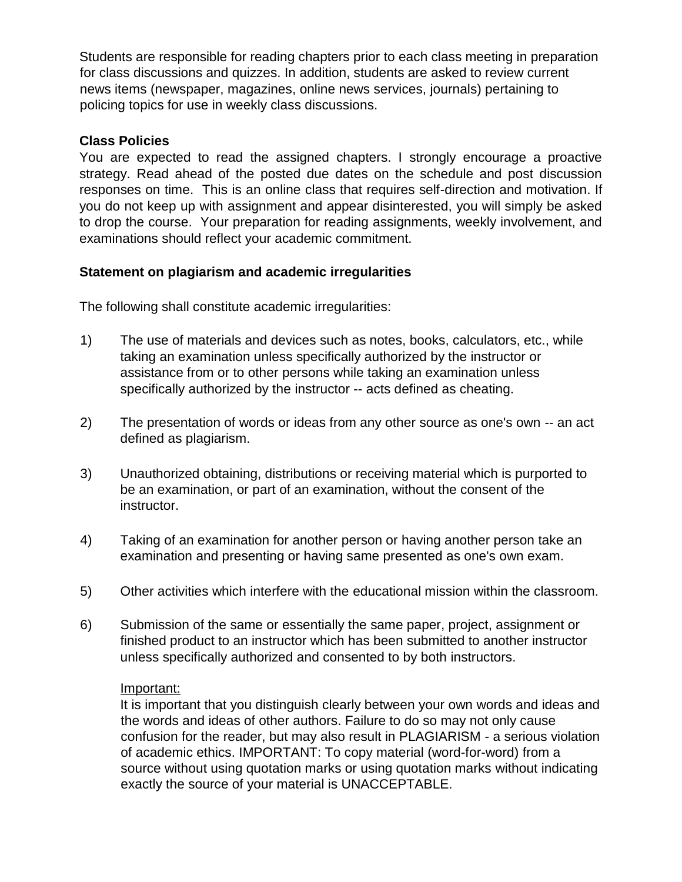Students are responsible for reading chapters prior to each class meeting in preparation for class discussions and quizzes. In addition, students are asked to review current news items (newspaper, magazines, online news services, journals) pertaining to policing topics for use in weekly class discussions.

**Class Policies**

You are expected to read the assigned chapters. I strongly encourage a proactive strategy. Read ahead of the posted due dates on the schedule and post discussion responses on time. This is an online class that requires self-direction and motivation. If you do not keep up with assignment and appear disinterested, you will simply be asked to drop the course. Your preparation for reading assignments, weekly involvement, and examinations should reflect your academic commitment.

**Statement on plagiarism and academic irregularities**

The following shall constitute academic irregularities:

1) The use of materials and devices such as notes, books, calculators, etc., while taking an examination unless specifically authorized by the instructor or assistance from or to other persons while taking an examination unless specifically authorized by the instructor -- acts defined as cheating.

2) The presentation of words or ideas from any other source as one's own -- an act defined as plagiarism.

3) Unauthorized obtaining, distributions or receiving material which is purported to be an examination, or part of an examination, without the consent of the instructor.

4) Taking of an examination for another person or having another person take an examination and presenting or having same presented as one's own exam.

5) Other activities which interfere with the educational mission within the classroom.

6) Submission of the same or essentially the same paper, project, assignment or finished product to an instructor which has been submitted to another instructor unless specifically authorized and consented to by both instructors.

<u>Important:</u>
It is important that you distinguish clearly between your own words and ideas and the words and ideas of other authors. Failure to do so may not only cause confusion for the reader, but may also result in PLAGIARISM - a serious violation of academic ethics. IMPORTANT: To copy material (word-for-word) from a source without using quotation marks or using quotation marks without indicating exactly the source of your material is UNACCEPTABLE.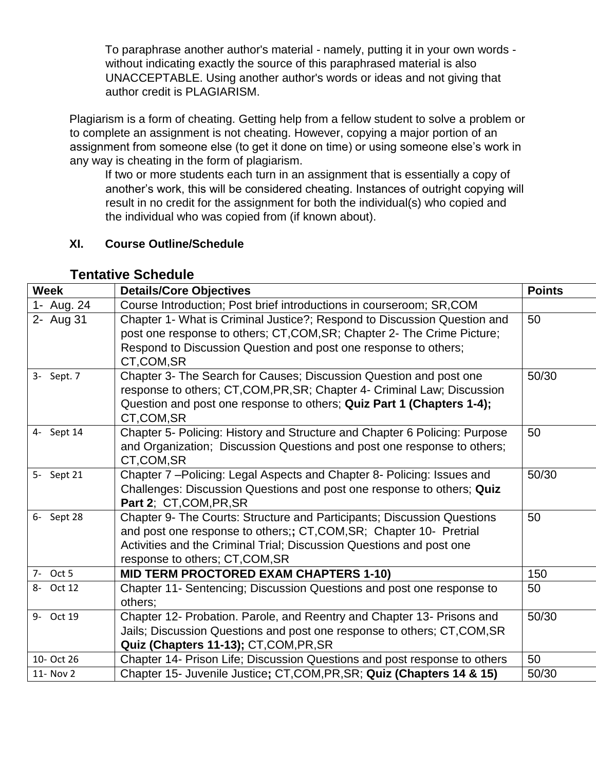To paraphrase another author's material - namely, putting it in your own words - without indicating exactly the source of this paraphrased material is also UNACCEPTABLE. Using another author's words or ideas and not giving that author credit is PLAGIARISM.

Plagiarism is a form of cheating. Getting help from a fellow student to solve a problem or to complete an assignment is not cheating. However, copying a major portion of an assignment from someone else (to get it done on time) or using someone else's work in any way is cheating in the form of plagiarism.

If two or more students each turn in an assignment that is essentially a copy of another's work, this will be considered cheating. Instances of outright copying will result in no credit for the assignment for both the individual(s) who copied and the individual who was copied from (if known about).

### XI. Course Outline/Schedule

## Tentative Schedule

| Week | Details/Core Objectives | Points |
|---|---|---|
| 1- Aug. 24 | Course Introduction; Post brief introductions in courseroom; SR,COM | |
| 2- Aug 31 | Chapter 1- What is Criminal Justice?; Respond to Discussion Question and post one response to others; CT,COM,SR; Chapter 2- The Crime Picture; Respond to Discussion Question and post one response to others; CT,COM,SR | 50 |
| 3- Sept. 7 | Chapter 3- The Search for Causes; Discussion Question and post one response to others; CT,COM,PR,SR; Chapter 4- Criminal Law; Discussion Question and post one response to others; **Quiz Part 1 (Chapters 1-4);** CT,COM,SR | 50/30 |
| 4- Sept 14 | Chapter 5- Policing: History and Structure and Chapter 6 Policing: Purpose and Organization; Discussion Questions and post one response to others; CT,COM,SR | 50 |
| 5- Sept 21 | Chapter 7 –Policing: Legal Aspects and Chapter 8- Policing: Issues and Challenges: Discussion Questions and post one response to others; **Quiz Part 2**; CT,COM,PR,SR | 50/30 |
| 6- Sept 28 | Chapter 9- The Courts: Structure and Participants; Discussion Questions and post one response to others;**;** CT,COM,SR; Chapter 10- Pretrial Activities and the Criminal Trial; Discussion Questions and post one response to others; CT,COM,SR | 50 |
| 7- Oct 5 | **MID TERM PROCTORED EXAM CHAPTERS 1-10)** | 150 |
| 8- Oct 12 | Chapter 11- Sentencing; Discussion Questions and post one response to others; | 50 |
| 9- Oct 19 | Chapter 12- Probation. Parole, and Reentry and Chapter 13- Prisons and Jails; Discussion Questions and post one response to others; CT,COM,SR **Quiz (Chapters 11-13);** CT,COM,PR,SR | 50/30 |
| 10- Oct 26 | Chapter 14- Prison Life; Discussion Questions and post response to others | 50 |
| 11- Nov 2 | Chapter 15- Juvenile Justice**;** CT,COM,PR,SR; **Quiz (Chapters 14 & 15)** | 50/30 |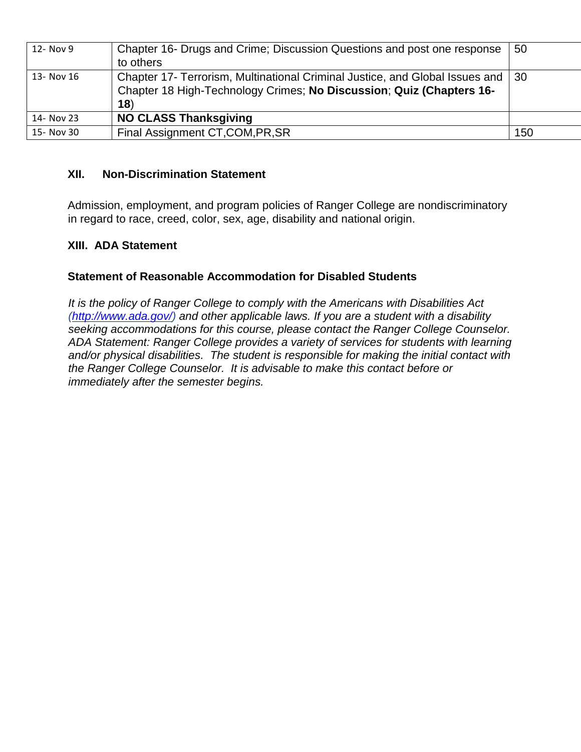| | | |
|---|---|---|
| 12- Nov 9 | Chapter 16- Drugs and Crime; Discussion Questions and post one response to others | 50 |
| 13- Nov 16 | Chapter 17- Terrorism, Multinational Criminal Justice, and Global Issues and Chapter 18 High-Technology Crimes; **No Discussion**; **Quiz (Chapters 16-18**) | 30 |
| 14- Nov 23 | **NO CLASS Thanksgiving** | |
| 15- Nov 30 | Final Assignment CT,COM,PR,SR | 150 |

## XII. Non-Discrimination Statement

Admission, employment, and program policies of Ranger College are nondiscriminatory in regard to race, creed, color, sex, age, disability and national origin.

## XIII. ADA Statement

### Statement of Reasonable Accommodation for Disabled Students

*It is the policy of Ranger College to comply with the Americans with Disabilities Act (http://www.ada.gov/) and other applicable laws. If you are a student with a disability seeking accommodations for this course, please contact the Ranger College Counselor. ADA Statement: Ranger College provides a variety of services for students with learning and/or physical disabilities. The student is responsible for making the initial contact with the Ranger College Counselor. It is advisable to make this contact before or immediately after the semester begins.*